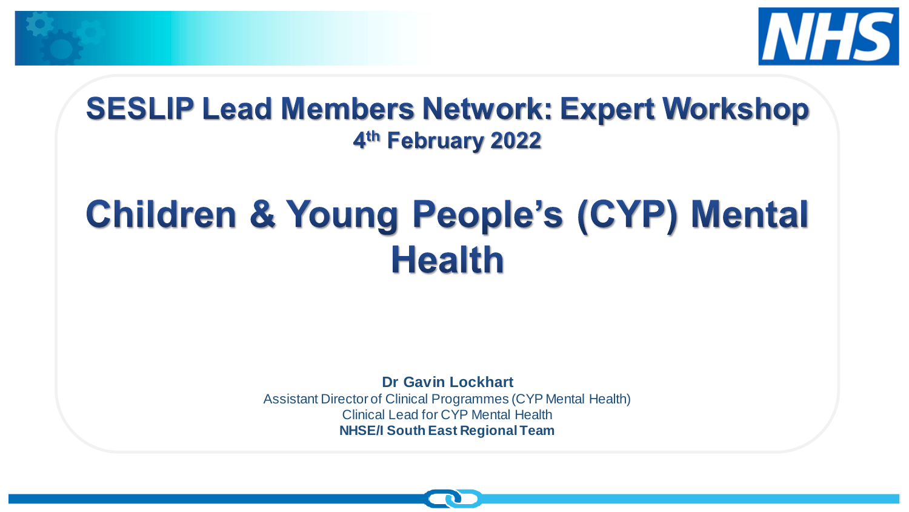# SESLIP Lead Members Network: Expert Workshop

## 4th February 2022

# Children & Young People's (CYP) Mental Health

**Dr Gavin Lockhart**
Assistant Director of Clinical Programmes (CYP Mental Health)
Clinical Lead for CYP Mental Health
**NHSE/I South East Regional Team**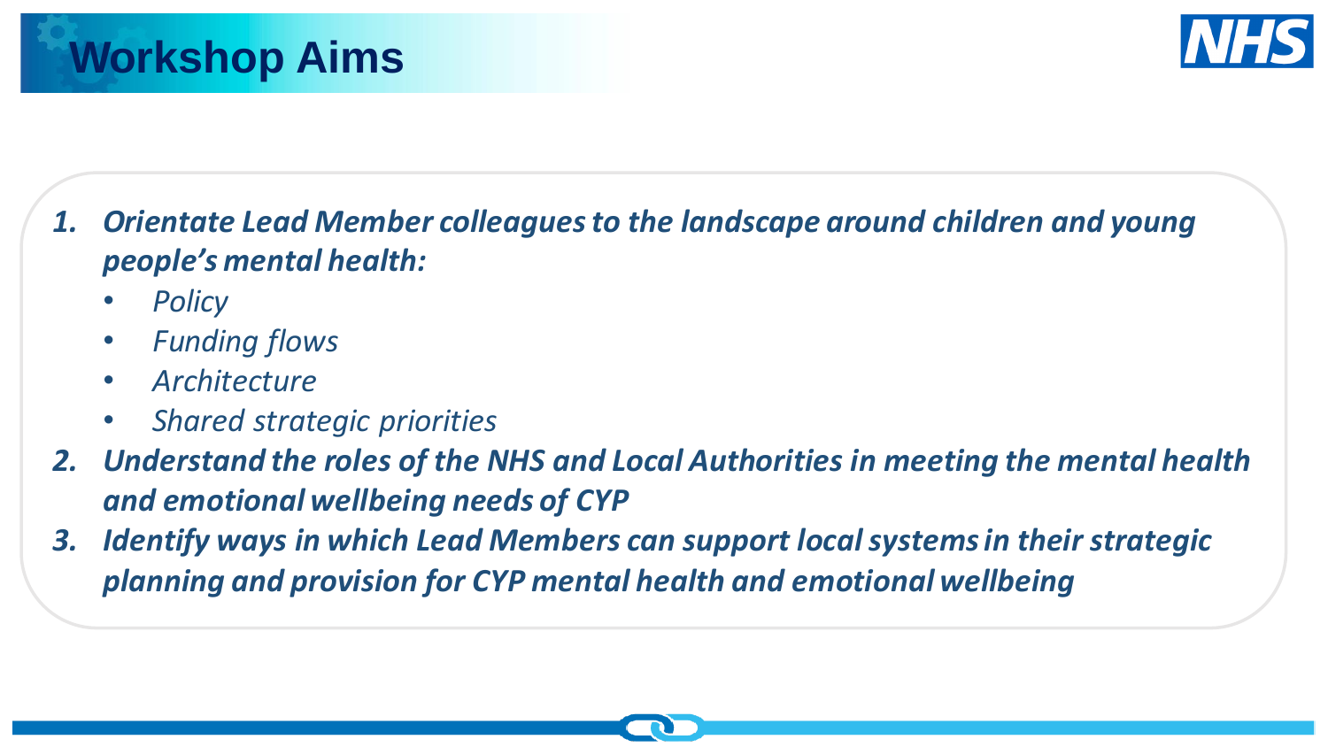# Workshop Aims

1. ***Orientate Lead Member colleagues to the landscape around children and young people's mental health:***
    - *Policy*
    - *Funding flows*
    - *Architecture*
    - *Shared strategic priorities*
2. ***Understand the roles of the NHS and Local Authorities in meeting the mental health and emotional wellbeing needs of CYP***
3. ***Identify ways in which Lead Members can support local systems in their strategic planning and provision for CYP mental health and emotional wellbeing***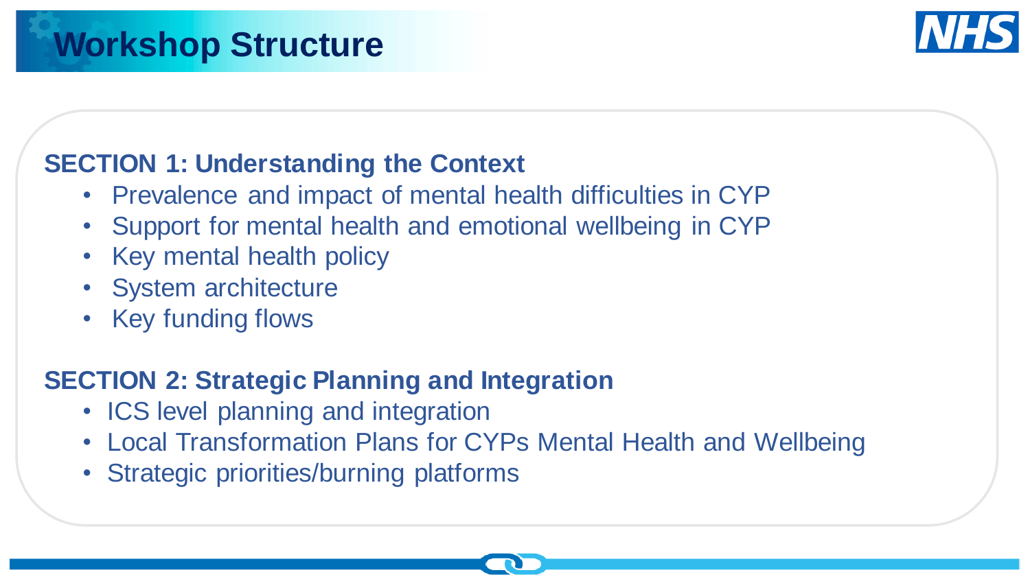# Workshop Structure

**SECTION 1: Understanding the Context**

- Prevalence and impact of mental health difficulties in CYP
- Support for mental health and emotional wellbeing in CYP
- Key mental health policy
- System architecture
- Key funding flows

**SECTION 2: Strategic Planning and Integration**

- ICS level planning and integration
- Local Transformation Plans for CYPs Mental Health and Wellbeing
- Strategic priorities/burning platforms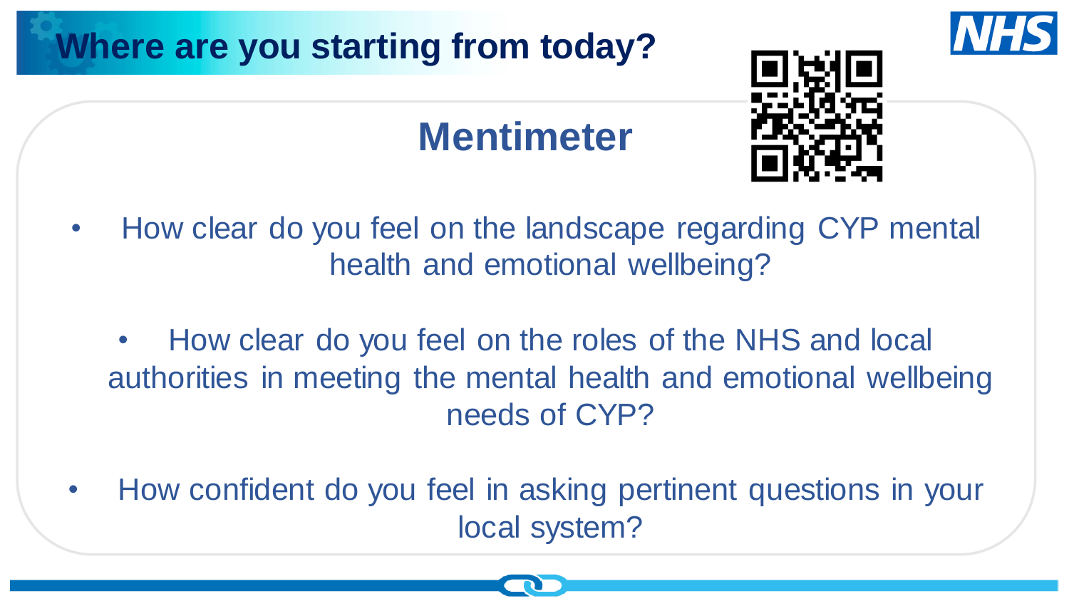# Where are you starting from today?

## Mentimeter

- How clear do you feel on the landscape regarding CYP mental health and emotional wellbeing?
- How clear do you feel on the roles of the NHS and local authorities in meeting the mental health and emotional wellbeing needs of CYP?
- How confident do you feel in asking pertinent questions in your local system?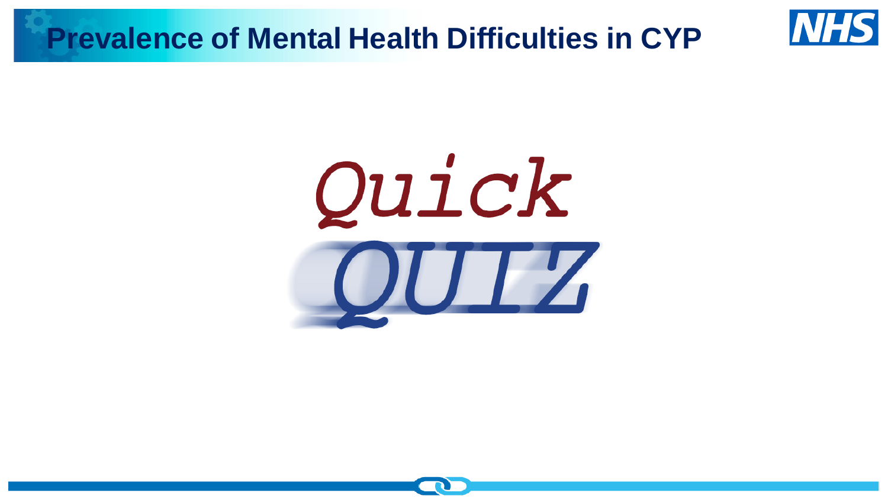# Prevalence of Mental Health Difficulties in CYP

*Quick*

*QUIZ*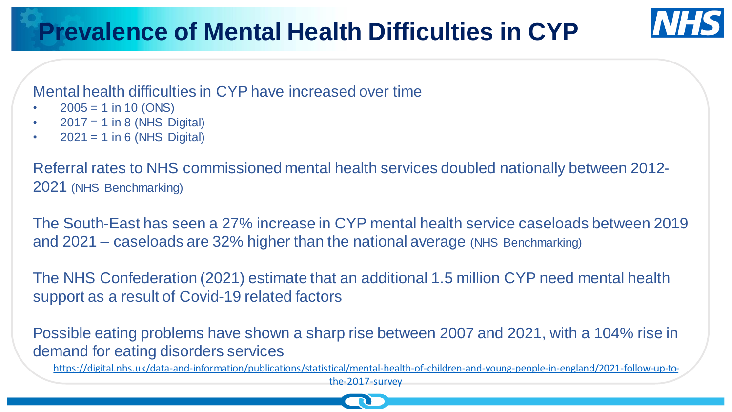# Prevalence of Mental Health Difficulties in CYP

Mental health difficulties in CYP have increased over time

- 2005 = 1 in 10 (ONS)
- 2017 = 1 in 8 (NHS Digital)
- 2021 = 1 in 6 (NHS Digital)

Referral rates to NHS commissioned mental health services doubled nationally between 2012-2021 (NHS Benchmarking)

The South-East has seen a 27% increase in CYP mental health service caseloads between 2019 and 2021 – caseloads are 32% higher than the national average (NHS Benchmarking)

The NHS Confederation (2021) estimate that an additional 1.5 million CYP need mental health support as a result of Covid-19 related factors

Possible eating problems have shown a sharp rise between 2007 and 2021, with a 104% rise in demand for eating disorders services

https://digital.nhs.uk/data-and-information/publications/statistical/mental-health-of-children-and-young-people-in-england/2021-follow-up-to-the-2017-survey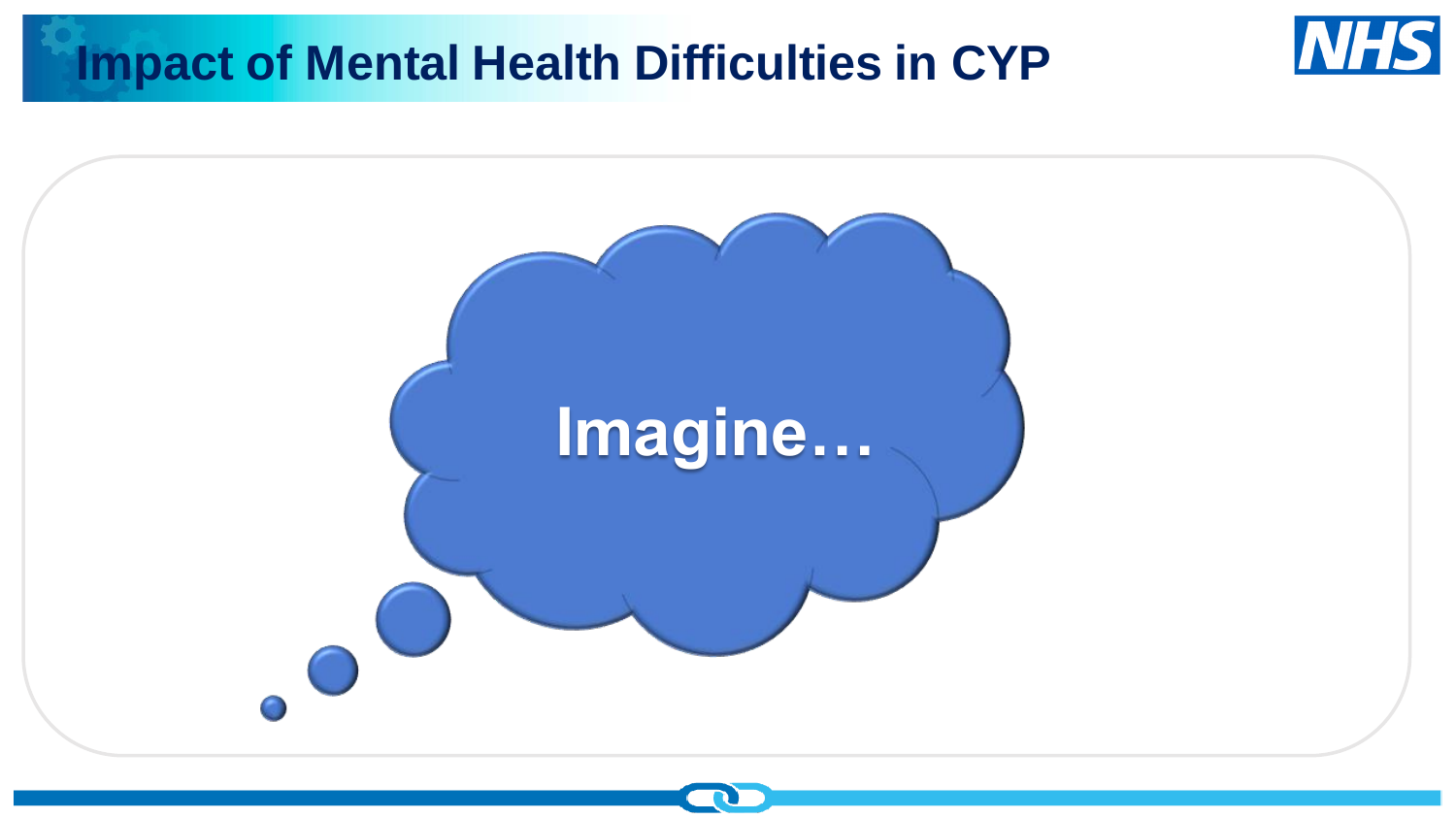# Impact of Mental Health Difficulties in CYP

Imagine…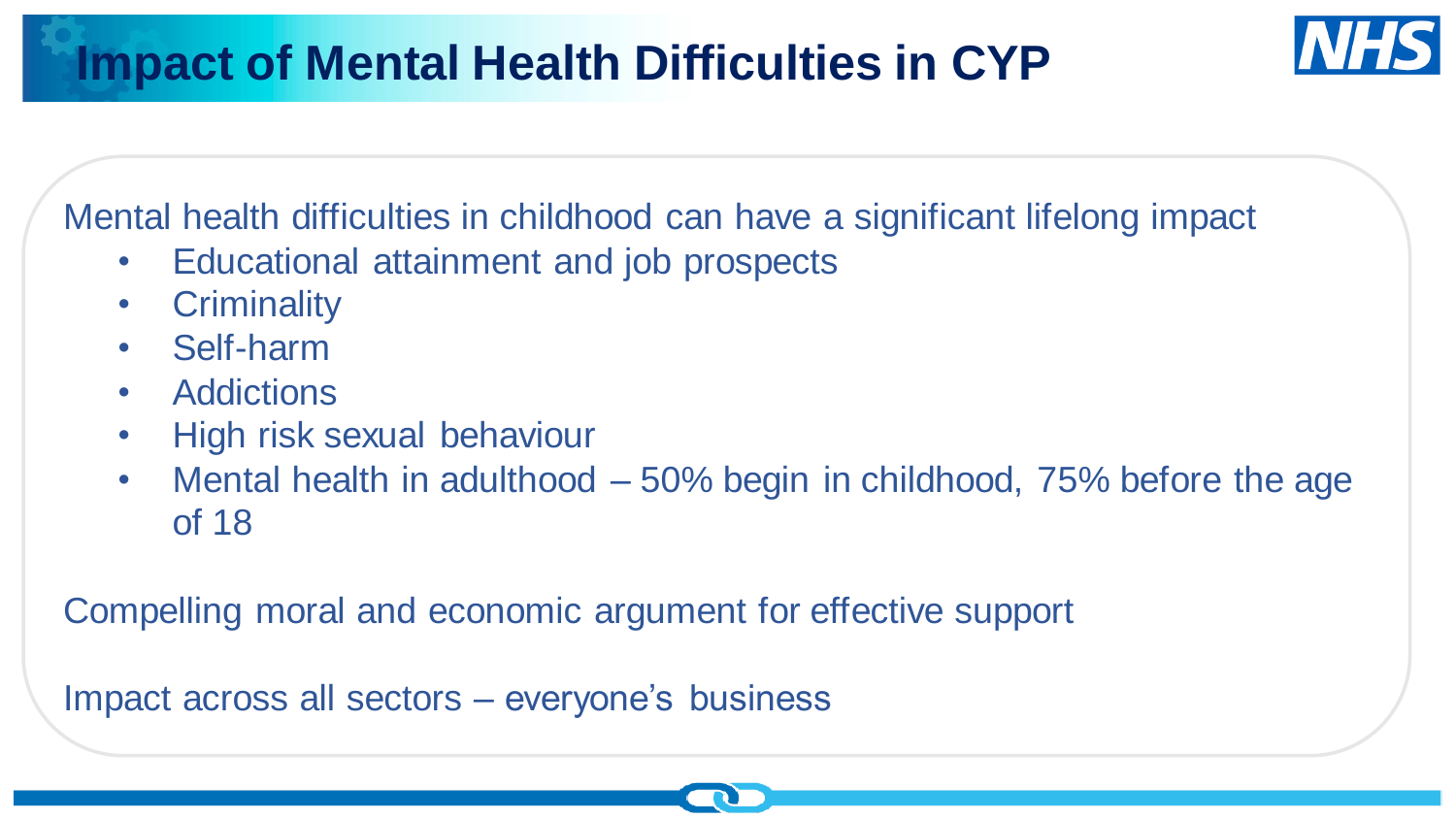# Impact of Mental Health Difficulties in CYP

Mental health difficulties in childhood can have a significant lifelong impact

- Educational attainment and job prospects
- Criminality
- Self-harm
- Addictions
- High risk sexual behaviour
- Mental health in adulthood – 50% begin in childhood, 75% before the age of 18

Compelling moral and economic argument for effective support

Impact across all sectors – everyone's business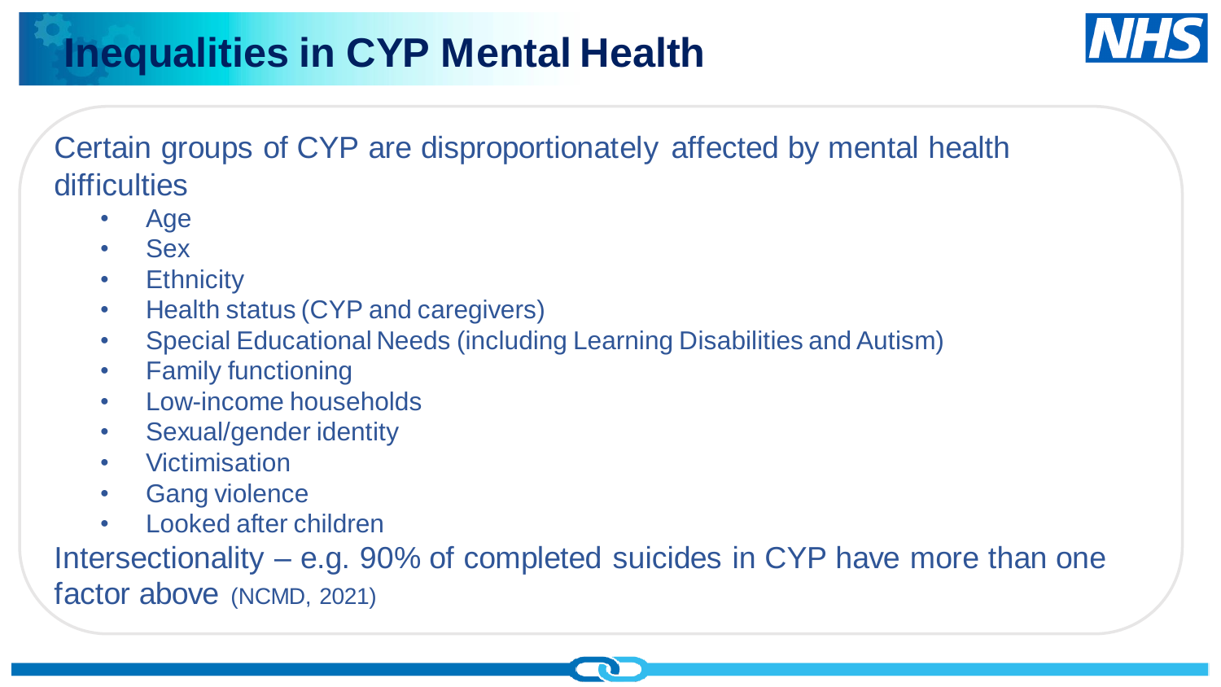# Inequalities in CYP Mental Health

Certain groups of CYP are disproportionately affected by mental health difficulties

- Age
- Sex
- Ethnicity
- Health status (CYP and caregivers)
- Special Educational Needs (including Learning Disabilities and Autism)
- Family functioning
- Low-income households
- Sexual/gender identity
- Victimisation
- Gang violence
- Looked after children

Intersectionality – e.g. 90% of completed suicides in CYP have more than one factor above (NCMD, 2021)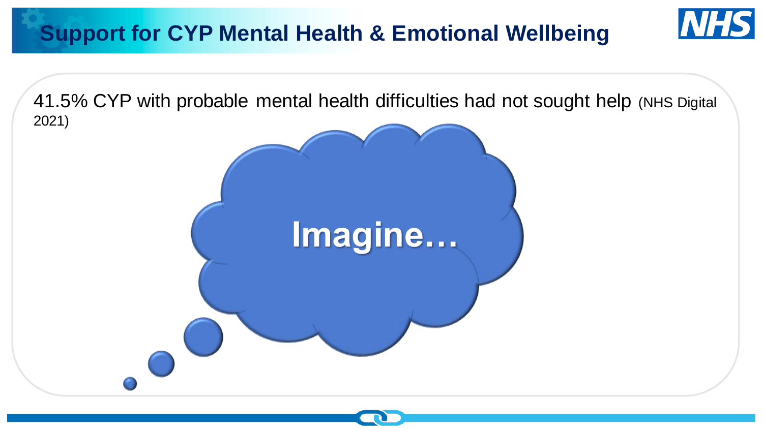# Support for CYP Mental Health & Emotional Wellbeing

41.5% CYP with probable mental health difficulties had not sought help (NHS Digital 2021)

Imagine…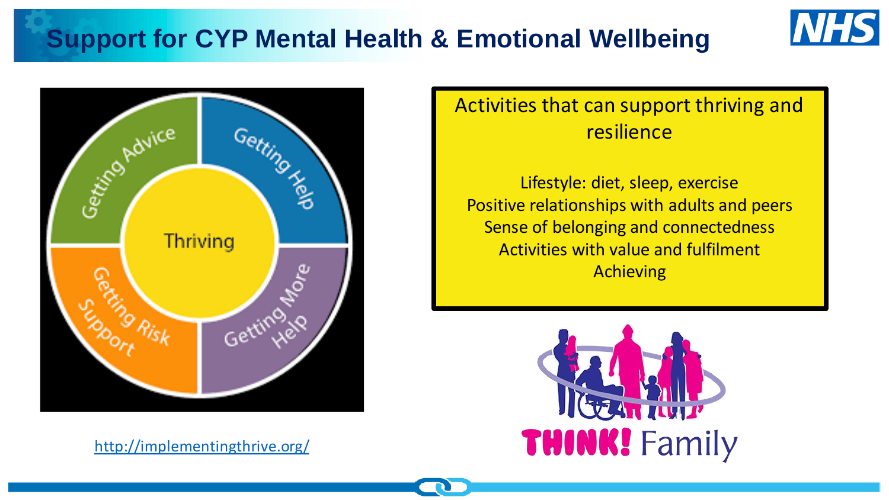# Support for CYP Mental Health & Emotional Wellbeing

Getting Advice

Getting Help

Thriving

Getting Risk Support

Getting More Help

http://implementingthrive.org/

## Activities that can support thriving and resilience

Lifestyle: diet, sleep, exercise
Positive relationships with adults and peers
Sense of belonging and connectedness
Activities with value and fulfilment
Achieving

THINK! Family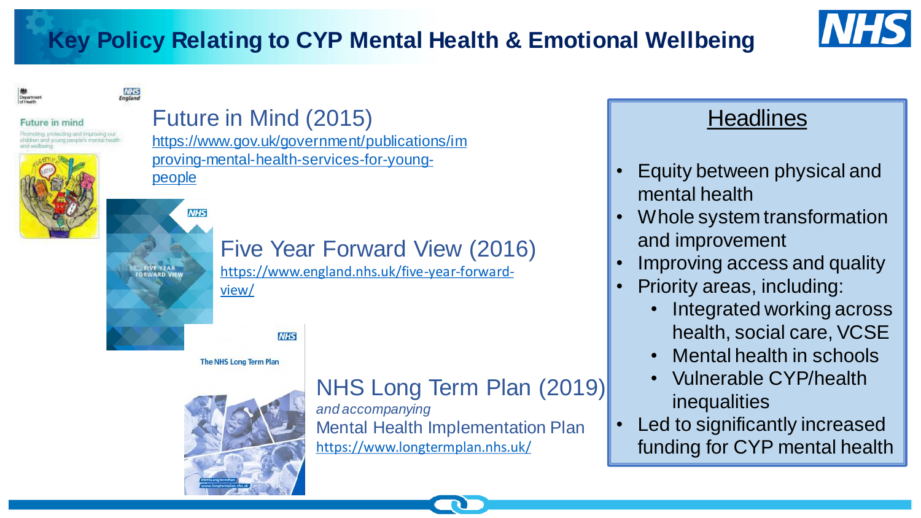# Key Policy Relating to CYP Mental Health & Emotional Wellbeing

## Future in Mind (2015)

https://www.gov.uk/government/publications/improving-mental-health-services-for-young-people

## Five Year Forward View (2016)

https://www.england.nhs.uk/five-year-forward-view/

## NHS Long Term Plan (2019)

*and accompanying*

Mental Health Implementation Plan

https://www.longtermplan.nhs.uk/

## Headlines

- Equity between physical and mental health
- Whole system transformation and improvement
- Improving access and quality
- Priority areas, including:
  - Integrated working across health, social care, VCSE
  - Mental health in schools
  - Vulnerable CYP/health inequalities
- Led to significantly increased funding for CYP mental health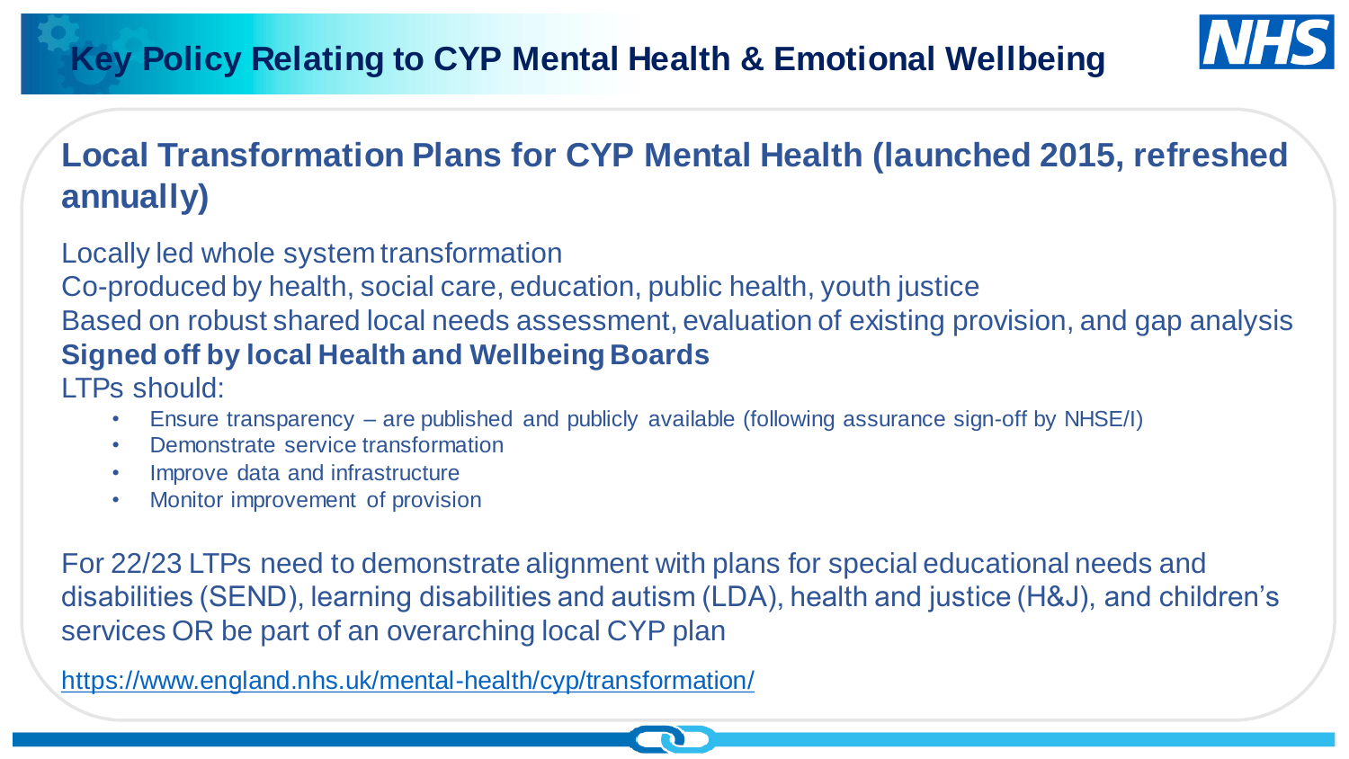# Key Policy Relating to CYP Mental Health & Emotional Wellbeing

## Local Transformation Plans for CYP Mental Health (launched 2015, refreshed annually)

Locally led whole system transformation

Co-produced by health, social care, education, public health, youth justice

Based on robust shared local needs assessment, evaluation of existing provision, and gap analysis

**Signed off by local Health and Wellbeing Boards**

LTPs should:

- Ensure transparency – are published and publicly available (following assurance sign-off by NHSE/I)
- Demonstrate service transformation
- Improve data and infrastructure
- Monitor improvement of provision

For 22/23 LTPs need to demonstrate alignment with plans for special educational needs and disabilities (SEND), learning disabilities and autism (LDA), health and justice (H&J), and children's services OR be part of an overarching local CYP plan

https://www.england.nhs.uk/mental-health/cyp/transformation/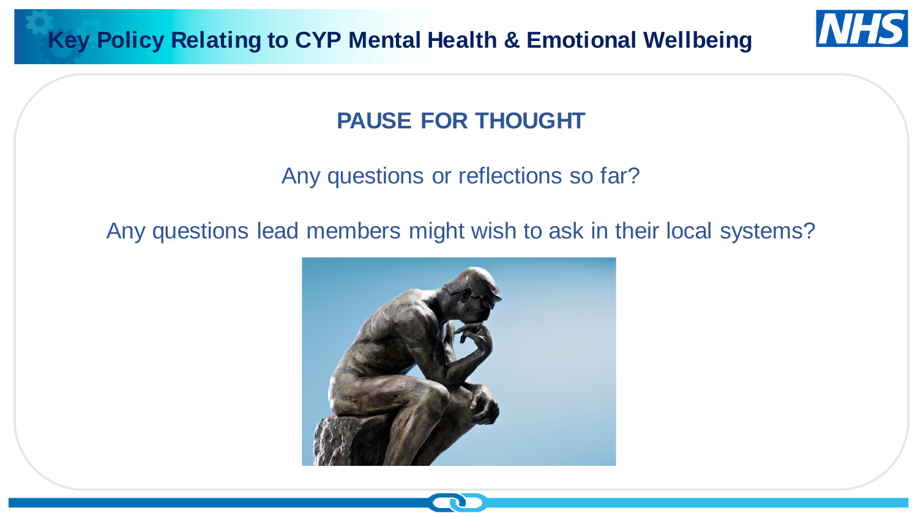# Key Policy Relating to CYP Mental Health & Emotional Wellbeing

## PAUSE FOR THOUGHT

Any questions or reflections so far?

Any questions lead members might wish to ask in their local systems?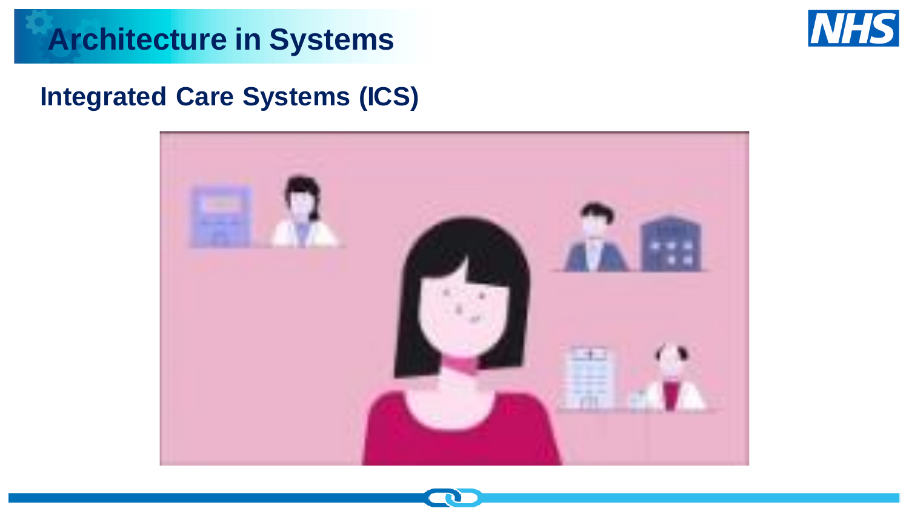# Architecture in Systems

## Integrated Care Systems (ICS)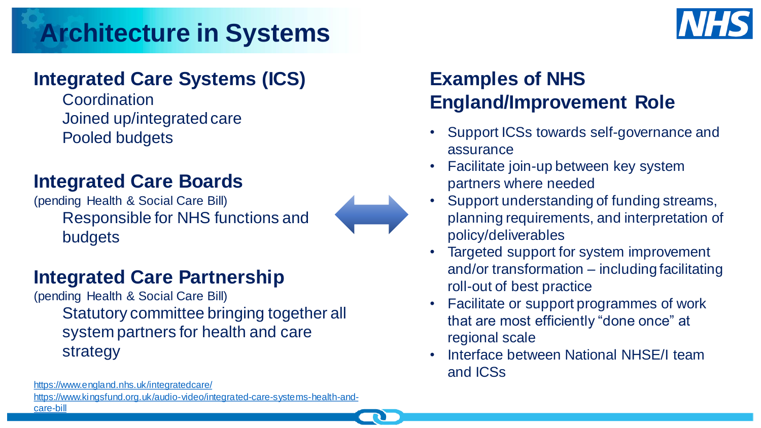# Architecture in Systems

## Integrated Care Systems (ICS)

Coordination
Joined up/integrated care
Pooled budgets

## Integrated Care Boards

(pending Health & Social Care Bill)

Responsible for NHS functions and budgets

## Integrated Care Partnership

(pending Health & Social Care Bill)

Statutory committee bringing together all system partners for health and care strategy

https://www.england.nhs.uk/integratedcare/
https://www.kingsfund.org.uk/audio-video/integrated-care-systems-health-and-care-bill

## Examples of NHS England/Improvement Role

- Support ICSs towards self-governance and assurance
- Facilitate join-up between key system partners where needed
- Support understanding of funding streams, planning requirements, and interpretation of policy/deliverables
- Targeted support for system improvement and/or transformation – including facilitating roll-out of best practice
- Facilitate or support programmes of work that are most efficiently "done once" at regional scale
- Interface between National NHSE/I team and ICSs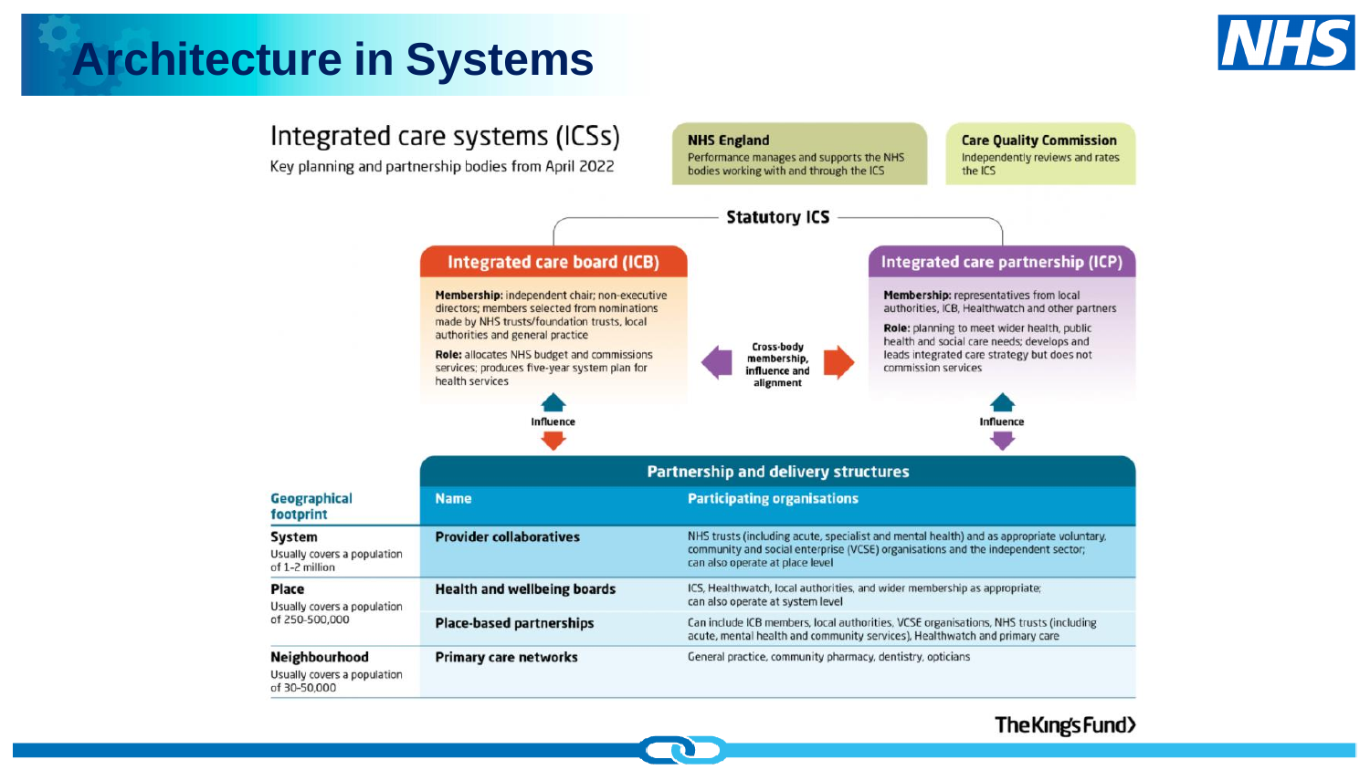# Architecture in Systems

## Integrated care systems (ICSs)

Key planning and partnership bodies from April 2022

**NHS England**
Performance manages and supports the NHS bodies working with and through the ICS

**Care Quality Commission**
Independently reviews and rates the ICS

### Statutory ICS

**Integrated care board (ICB)**

**Membership:** independent chair; non-executive directors; members selected from nominations made by NHS trusts/foundation trusts, local authorities and general practice

**Role:** allocates NHS budget and commissions services; produces five-year system plan for health services

Cross-body membership, influence and alignment

**Integrated care partnership (ICP)**

**Membership:** representatives from local authorities, ICB, Healthwatch and other partners

**Role:** planning to meet wider health, public health and social care needs; develops and leads integrated care strategy but does not commission services

Influence

Influence

### Partnership and delivery structures

| Geographical footprint | Name | Participating organisations |
|---|---|---|
| **System** Usually covers a population of 1-2 million | **Provider collaboratives** | NHS trusts (including acute, specialist and mental health) and as appropriate voluntary, community and social enterprise (VCSE) organisations and the independent sector; can also operate at place level |
| **Place** Usually covers a population of 250-500,000 | **Health and wellbeing boards** | ICS, Healthwatch, local authorities, and wider membership as appropriate; can also operate at system level |
| | **Place-based partnerships** | Can include ICB members, local authorities, VCSE organisations, NHS trusts (including acute, mental health and community services), Healthwatch and primary care |
| **Neighbourhood** Usually covers a population of 30-50,000 | **Primary care networks** | General practice, community pharmacy, dentistry, opticians |

The King's Fund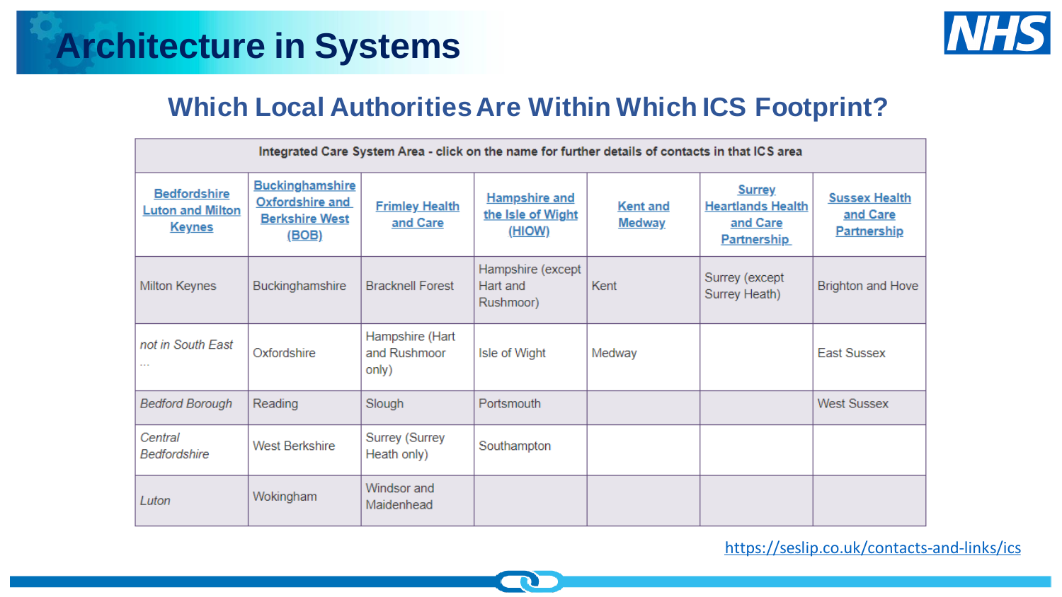# Architecture in Systems

## Which Local Authorities Are Within Which ICS Footprint?

| Integrated Care System Area - click on the name for further details of contacts in that ICS area | | | | | | |
|---|---|---|---|---|---|---|
| Bedfordshire Luton and Milton Keynes | Buckinghamshire Oxfordshire and Berkshire West (BOB) | Frimley Health and Care | Hampshire and the Isle of Wight (HIOW) | Kent and Medway | Surrey Heartlands Health and Care Partnership | Sussex Health and Care Partnership |
| Milton Keynes | Buckinghamshire | Bracknell Forest | Hampshire (except Hart and Rushmoor) | Kent | Surrey (except Surrey Heath) | Brighton and Hove |
| *not in South East …* | Oxfordshire | Hampshire (Hart and Rushmoor only) | Isle of Wight | Medway | | East Sussex |
| *Bedford Borough* | Reading | Slough | Portsmouth | | | West Sussex |
| *Central Bedfordshire* | West Berkshire | Surrey (Surrey Heath only) | Southampton | | | |
| *Luton* | Wokingham | Windsor and Maidenhead | | | | |

https://seslip.co.uk/contacts-and-links/ics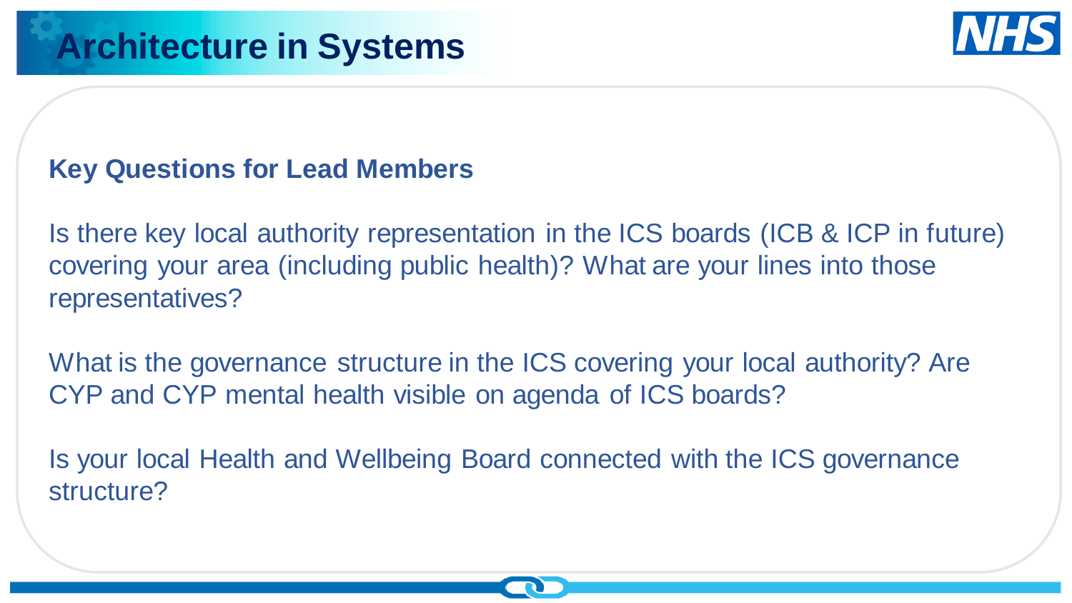# Architecture in Systems

## Key Questions for Lead Members

Is there key local authority representation in the ICS boards (ICB & ICP in future) covering your area (including public health)? What are your lines into those representatives?

What is the governance structure in the ICS covering your local authority? Are CYP and CYP mental health visible on agenda of ICS boards?

Is your local Health and Wellbeing Board connected with the ICS governance structure?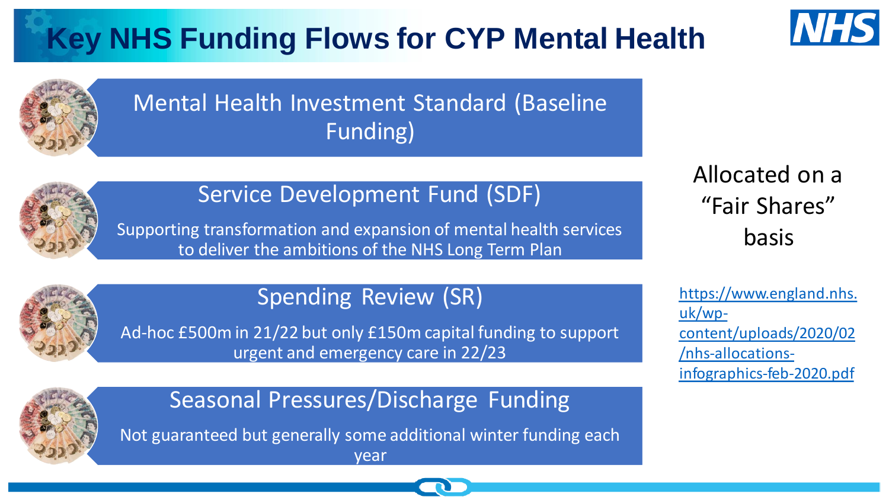# Key NHS Funding Flows for CYP Mental Health

## Mental Health Investment Standard (Baseline Funding)

## Service Development Fund (SDF)

Supporting transformation and expansion of mental health services to deliver the ambitions of the NHS Long Term Plan

## Spending Review (SR)

Ad-hoc £500m in 21/22 but only £150m capital funding to support urgent and emergency care in 22/23

## Seasonal Pressures/Discharge Funding

Not guaranteed but generally some additional winter funding each year

Allocated on a "Fair Shares" basis

https://www.england.nhs.uk/wp-content/uploads/2020/02/nhs-allocations-infographics-feb-2020.pdf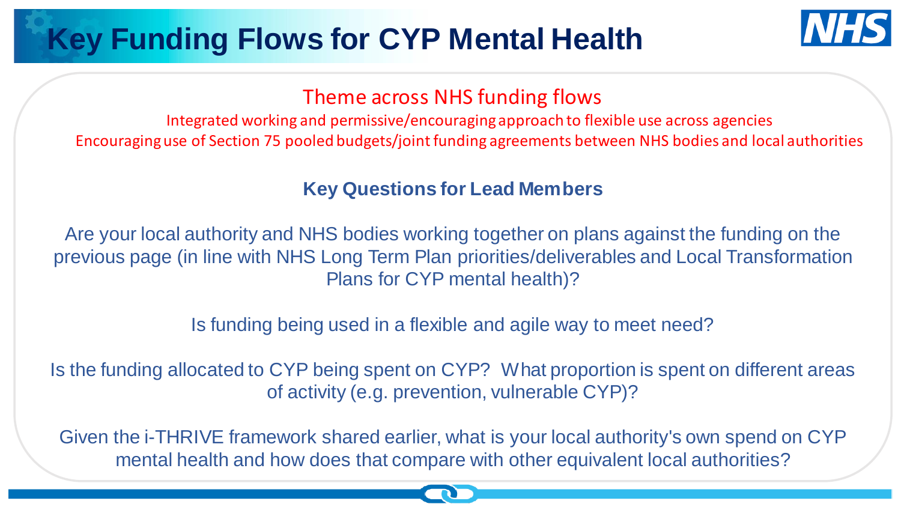# Key Funding Flows for CYP Mental Health

## Theme across NHS funding flows

Integrated working and permissive/encouraging approach to flexible use across agencies

Encouraging use of Section 75 pooled budgets/joint funding agreements between NHS bodies and local authorities

### Key Questions for Lead Members

Are your local authority and NHS bodies working together on plans against the funding on the previous page (in line with NHS Long Term Plan priorities/deliverables and Local Transformation Plans for CYP mental health)?

Is funding being used in a flexible and agile way to meet need?

Is the funding allocated to CYP being spent on CYP? What proportion is spent on different areas of activity (e.g. prevention, vulnerable CYP)?

Given the i-THRIVE framework shared earlier, what is your local authority's own spend on CYP mental health and how does that compare with other equivalent local authorities?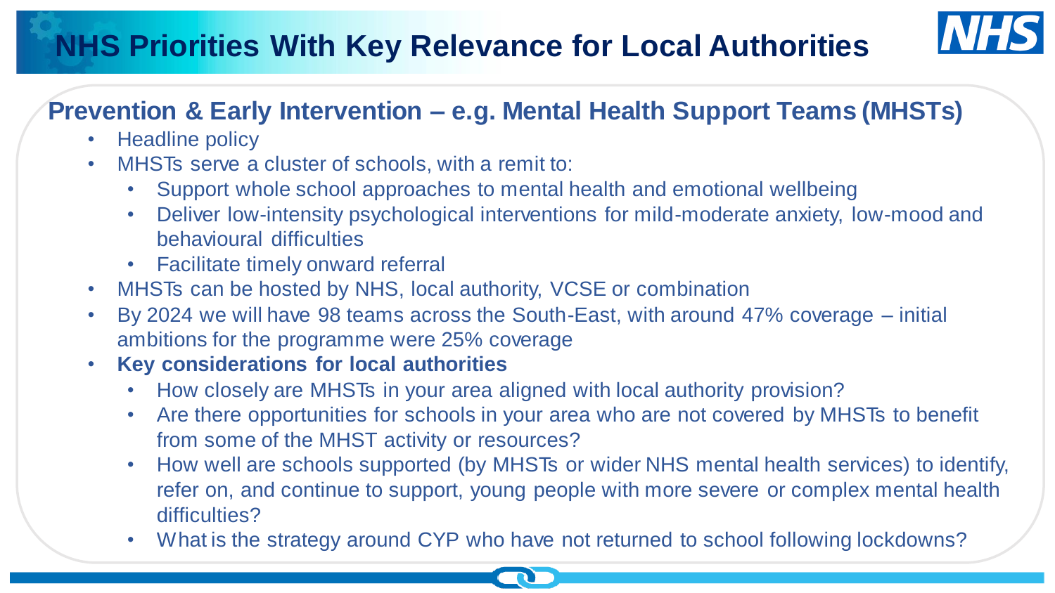# NHS Priorities With Key Relevance for Local Authorities

## Prevention & Early Intervention – e.g. Mental Health Support Teams (MHSTs)

- Headline policy
- MHSTs serve a cluster of schools, with a remit to:
  - Support whole school approaches to mental health and emotional wellbeing
  - Deliver low-intensity psychological interventions for mild-moderate anxiety, low-mood and behavioural difficulties
  - Facilitate timely onward referral
- MHSTs can be hosted by NHS, local authority, VCSE or combination
- By 2024 we will have 98 teams across the South-East, with around 47% coverage – initial ambitions for the programme were 25% coverage
- **Key considerations for local authorities**
  - How closely are MHSTs in your area aligned with local authority provision?
  - Are there opportunities for schools in your area who are not covered by MHSTs to benefit from some of the MHST activity or resources?
  - How well are schools supported (by MHSTs or wider NHS mental health services) to identify, refer on, and continue to support, young people with more severe or complex mental health difficulties?
  - What is the strategy around CYP who have not returned to school following lockdowns?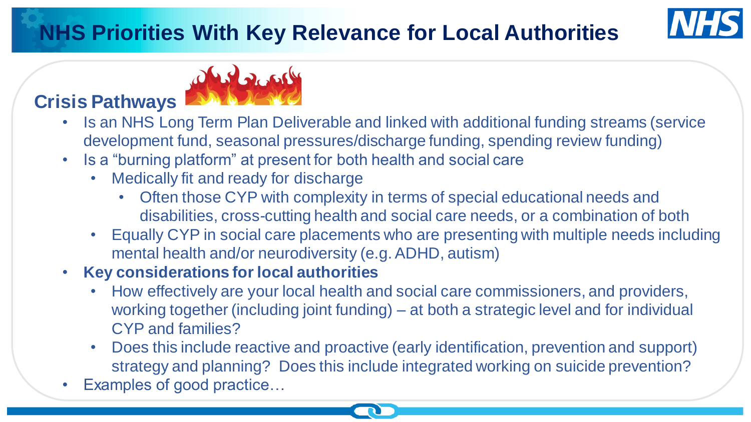# NHS Priorities With Key Relevance for Local Authorities

## Crisis Pathways

- Is an NHS Long Term Plan Deliverable and linked with additional funding streams (service development fund, seasonal pressures/discharge funding, spending review funding)
- Is a "burning platform" at present for both health and social care
  - Medically fit and ready for discharge
    - Often those CYP with complexity in terms of special educational needs and disabilities, cross-cutting health and social care needs, or a combination of both
  - Equally CYP in social care placements who are presenting with multiple needs including mental health and/or neurodiversity (e.g. ADHD, autism)
- **Key considerations for local authorities**
  - How effectively are your local health and social care commissioners, and providers, working together (including joint funding) – at both a strategic level and for individual CYP and families?
  - Does this include reactive and proactive (early identification, prevention and support) strategy and planning? Does this include integrated working on suicide prevention?
- Examples of good practice…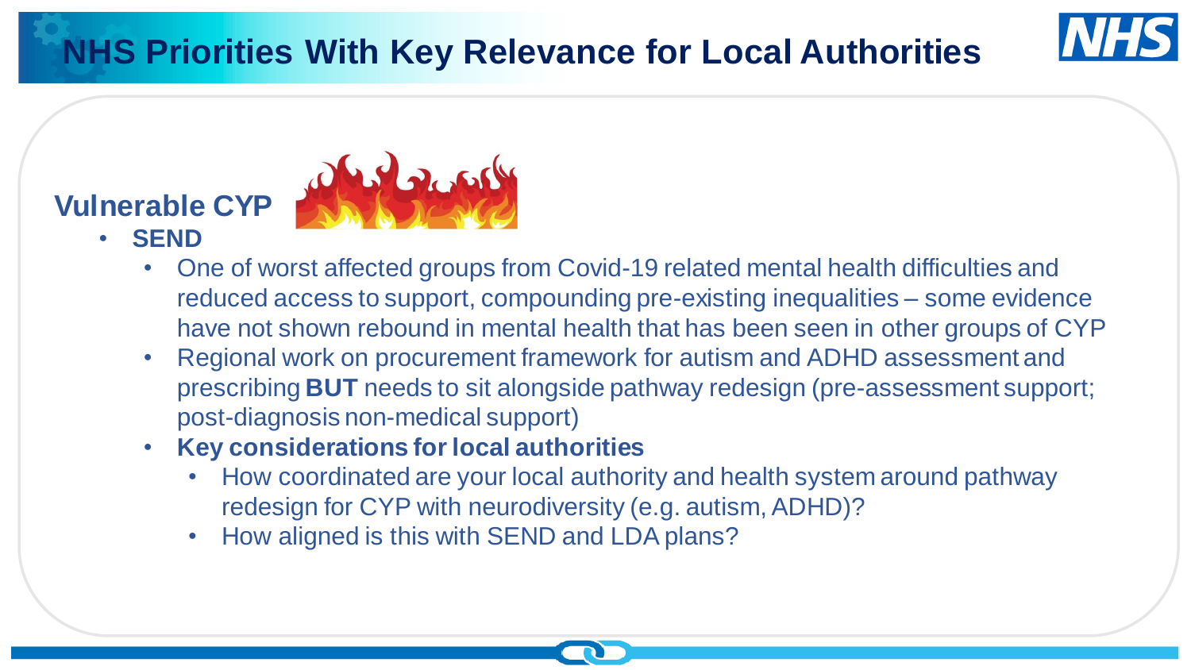# NHS Priorities With Key Relevance for Local Authorities

## Vulnerable CYP

- **SEND**
  - One of worst affected groups from Covid-19 related mental health difficulties and reduced access to support, compounding pre-existing inequalities – some evidence have not shown rebound in mental health that has been seen in other groups of CYP
  - Regional work on procurement framework for autism and ADHD assessment and prescribing **BUT** needs to sit alongside pathway redesign (pre-assessment support; post-diagnosis non-medical support)
  - **Key considerations for local authorities**
    - How coordinated are your local authority and health system around pathway redesign for CYP with neurodiversity (e.g. autism, ADHD)?
    - How aligned is this with SEND and LDA plans?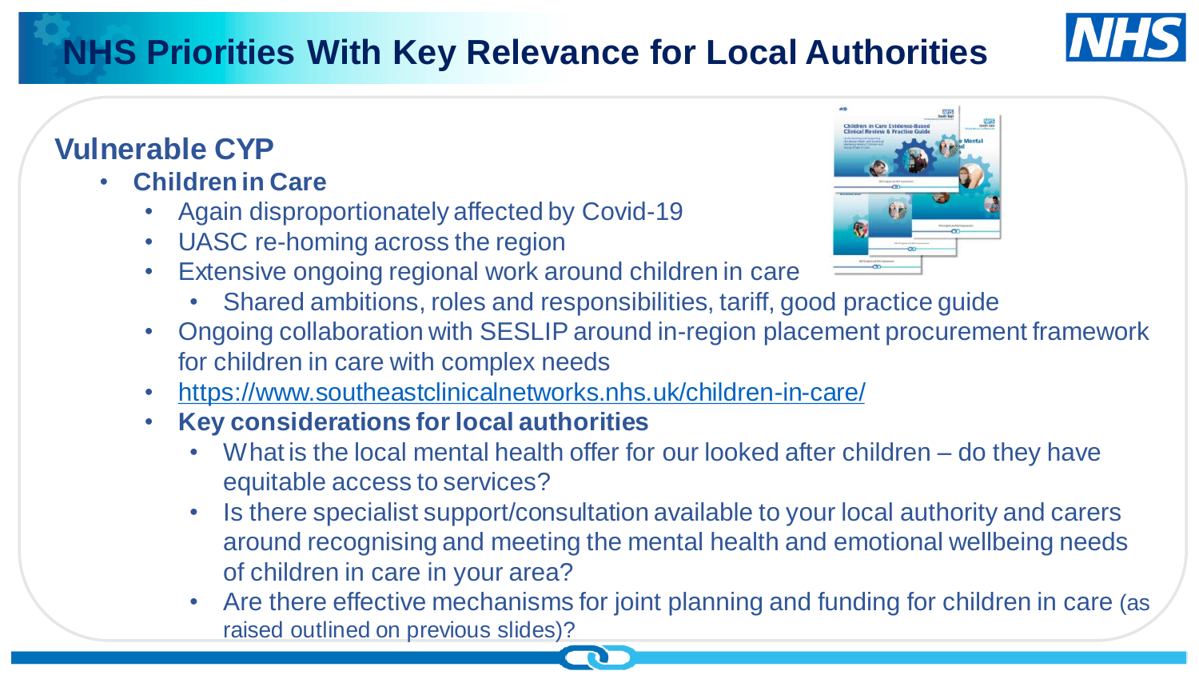# NHS Priorities With Key Relevance for Local Authorities

## Vulnerable CYP

- **Children in Care**
  - Again disproportionately affected by Covid-19
  - UASC re-homing across the region
  - Extensive ongoing regional work around children in care
    - Shared ambitions, roles and responsibilities, tariff, good practice guide
  - Ongoing collaboration with SESLIP around in-region placement procurement framework for children in care with complex needs
  - https://www.southeastclinicalnetworks.nhs.uk/children-in-care/
  - **Key considerations for local authorities**
    - What is the local mental health offer for our looked after children – do they have equitable access to services?
    - Is there specialist support/consultation available to your local authority and carers around recognising and meeting the mental health and emotional wellbeing needs of children in care in your area?
    - Are there effective mechanisms for joint planning and funding for children in care (as raised outlined on previous slides)?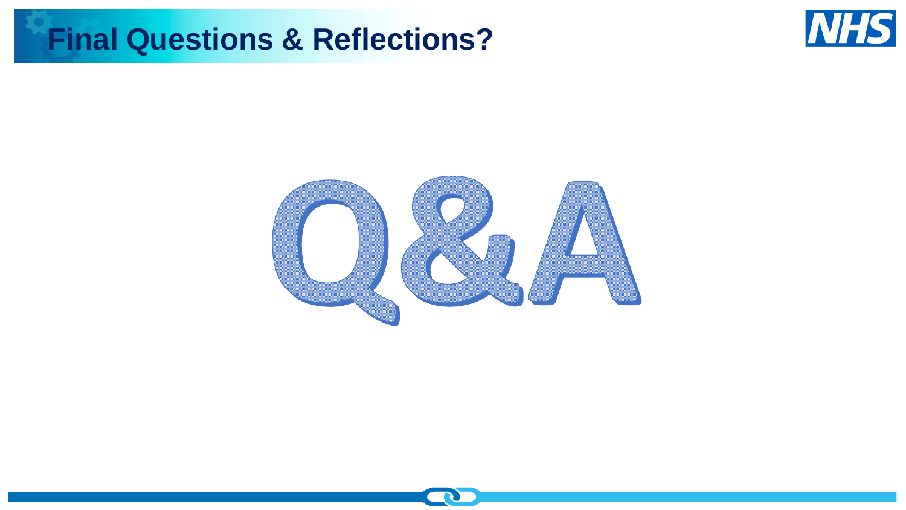# Final Questions & Reflections?

Q&A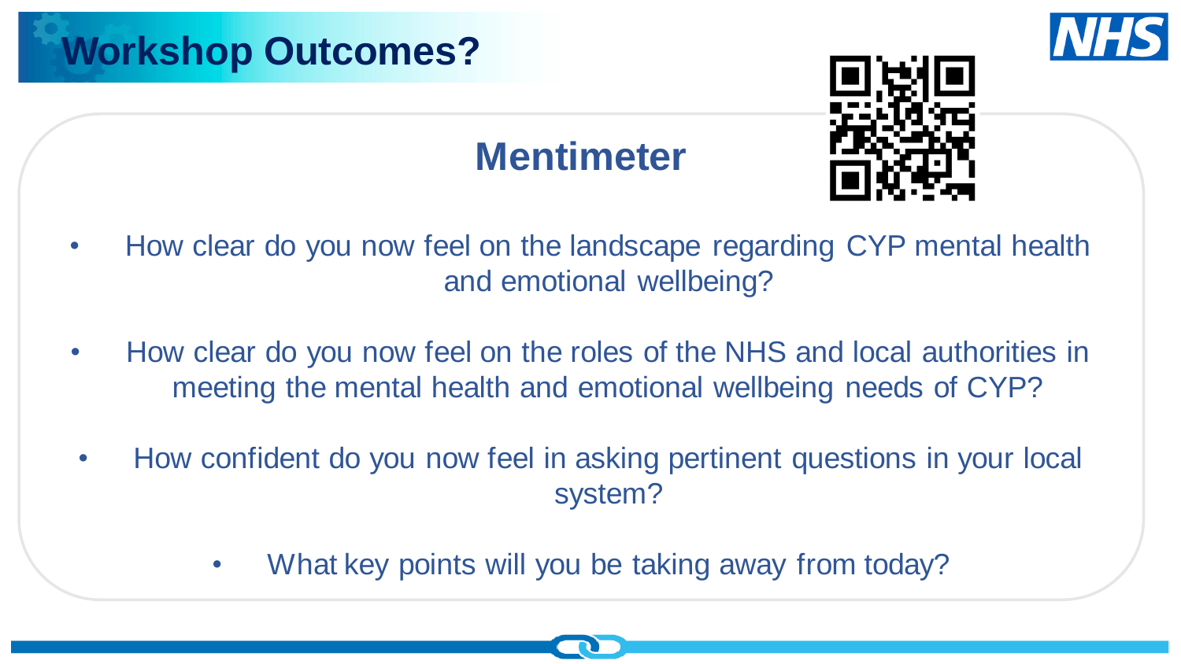# Workshop Outcomes?

## Mentimeter

- How clear do you now feel on the landscape regarding CYP mental health and emotional wellbeing?
- How clear do you now feel on the roles of the NHS and local authorities in meeting the mental health and emotional wellbeing needs of CYP?
- How confident do you now feel in asking pertinent questions in your local system?
- What key points will you be taking away from today?